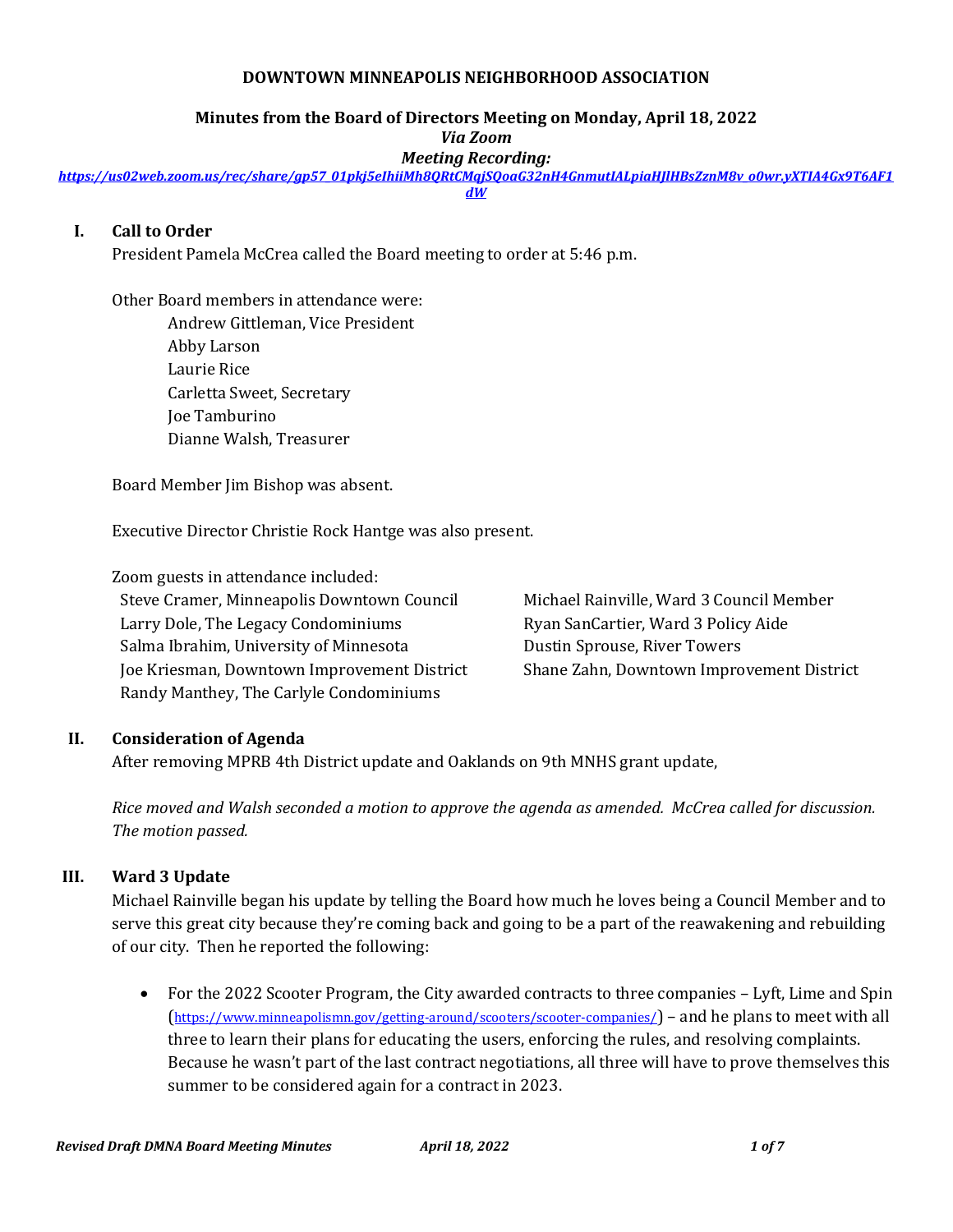**DOWNTOWN MINNEAPOLIS NEIGHBORHOOD ASSOCIATION**

**Minutes from the Board of Directors Meeting on Monday, April 18, 2022**
***Via Zoom***
***Meeting Recording:***
***https://us02web.zoom.us/rec/share/gp57_01pkj5eIhiiMh8QRtCMqjSQoaG32nH4GnmutIALpiaHJlHBsZznM8v_o0wr.yXTIA4Gx9T6AF1dW***

## I. Call to Order

President Pamela McCrea called the Board meeting to order at 5:46 p.m.

Other Board members in attendance were:

- Andrew Gittleman, Vice President
- Abby Larson
- Laurie Rice
- Carletta Sweet, Secretary
- Joe Tamburino
- Dianne Walsh, Treasurer

Board Member Jim Bishop was absent.

Executive Director Christie Rock Hantge was also present.

Zoom guests in attendance included:

- Steve Cramer, Minneapolis Downtown Council
- Larry Dole, The Legacy Condominiums
- Salma Ibrahim, University of Minnesota
- Joe Kriesman, Downtown Improvement District
- Randy Manthey, The Carlyle Condominiums
- Michael Rainville, Ward 3 Council Member
- Ryan SanCartier, Ward 3 Policy Aide
- Dustin Sprouse, River Towers
- Shane Zahn, Downtown Improvement District

## II. Consideration of Agenda

After removing MPRB 4th District update and Oaklands on 9th MNHS grant update,

*Rice moved and Walsh seconded a motion to approve the agenda as amended. McCrea called for discussion. The motion passed.*

## III. Ward 3 Update

Michael Rainville began his update by telling the Board how much he loves being a Council Member and to serve this great city because they're coming back and going to be a part of the reawakening and rebuilding of our city. Then he reported the following:

- For the 2022 Scooter Program, the City awarded contracts to three companies – Lyft, Lime and Spin (https://www.minneapolismn.gov/getting-around/scooters/scooter-companies/) – and he plans to meet with all three to learn their plans for educating the users, enforcing the rules, and resolving complaints. Because he wasn't part of the last contract negotiations, all three will have to prove themselves this summer to be considered again for a contract in 2023.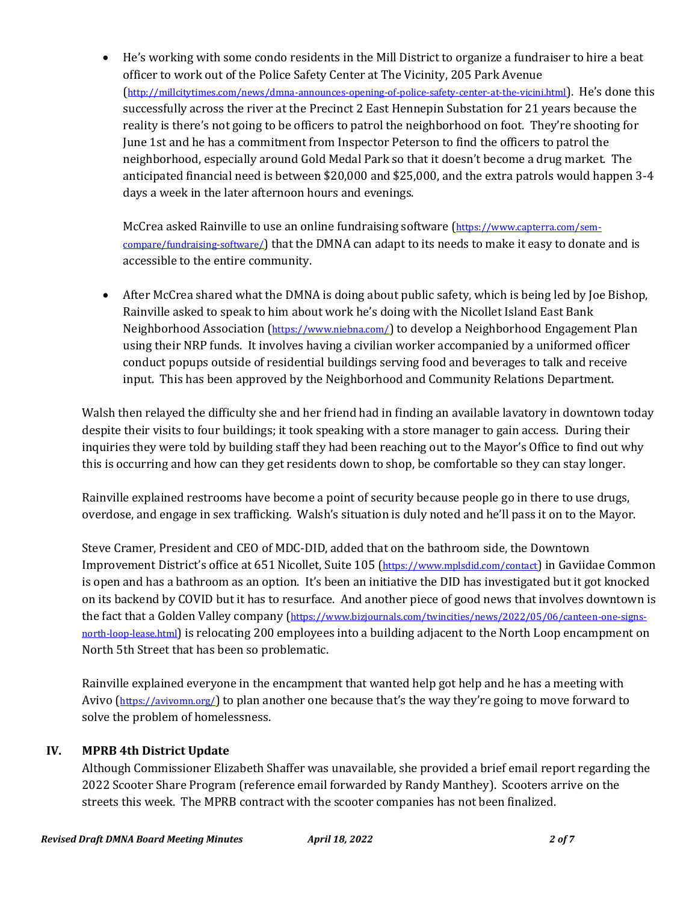- He's working with some condo residents in the Mill District to organize a fundraiser to hire a beat officer to work out of the Police Safety Center at The Vicinity, 205 Park Avenue (http://millcitytimes.com/news/dmna-announces-opening-of-police-safety-center-at-the-vicini.html). He's done this successfully across the river at the Precinct 2 East Hennepin Substation for 21 years because the reality is there's not going to be officers to patrol the neighborhood on foot. They're shooting for June 1st and he has a commitment from Inspector Peterson to find the officers to patrol the neighborhood, especially around Gold Medal Park so that it doesn't become a drug market. The anticipated financial need is between $20,000 and $25,000, and the extra patrols would happen 3-4 days a week in the later afternoon hours and evenings.

  McCrea asked Rainville to use an online fundraising software (https://www.capterra.com/sem-compare/fundraising-software/) that the DMNA can adapt to its needs to make it easy to donate and is accessible to the entire community.

- After McCrea shared what the DMNA is doing about public safety, which is being led by Joe Bishop, Rainville asked to speak to him about work he's doing with the Nicollet Island East Bank Neighborhood Association (https://www.niebna.com/) to develop a Neighborhood Engagement Plan using their NRP funds. It involves having a civilian worker accompanied by a uniformed officer conduct popups outside of residential buildings serving food and beverages to talk and receive input. This has been approved by the Neighborhood and Community Relations Department.

Walsh then relayed the difficulty she and her friend had in finding an available lavatory in downtown today despite their visits to four buildings; it took speaking with a store manager to gain access. During their inquiries they were told by building staff they had been reaching out to the Mayor's Office to find out why this is occurring and how can they get residents down to shop, be comfortable so they can stay longer.

Rainville explained restrooms have become a point of security because people go in there to use drugs, overdose, and engage in sex trafficking. Walsh's situation is duly noted and he'll pass it on to the Mayor.

Steve Cramer, President and CEO of MDC-DID, added that on the bathroom side, the Downtown Improvement District's office at 651 Nicollet, Suite 105 (https://www.mplsdid.com/contact) in Gaviidae Common is open and has a bathroom as an option. It's been an initiative the DID has investigated but it got knocked on its backend by COVID but it has to resurface. And another piece of good news that involves downtown is the fact that a Golden Valley company (https://www.bizjournals.com/twincities/news/2022/05/06/canteen-one-signs-north-loop-lease.html) is relocating 200 employees into a building adjacent to the North Loop encampment on North 5th Street that has been so problematic.

Rainville explained everyone in the encampment that wanted help got help and he has a meeting with Avivo (https://avivomn.org/) to plan another one because that's the way they're going to move forward to solve the problem of homelessness.

## IV. MPRB 4th District Update

Although Commissioner Elizabeth Shaffer was unavailable, she provided a brief email report regarding the 2022 Scooter Share Program (reference email forwarded by Randy Manthey). Scooters arrive on the streets this week. The MPRB contract with the scooter companies has not been finalized.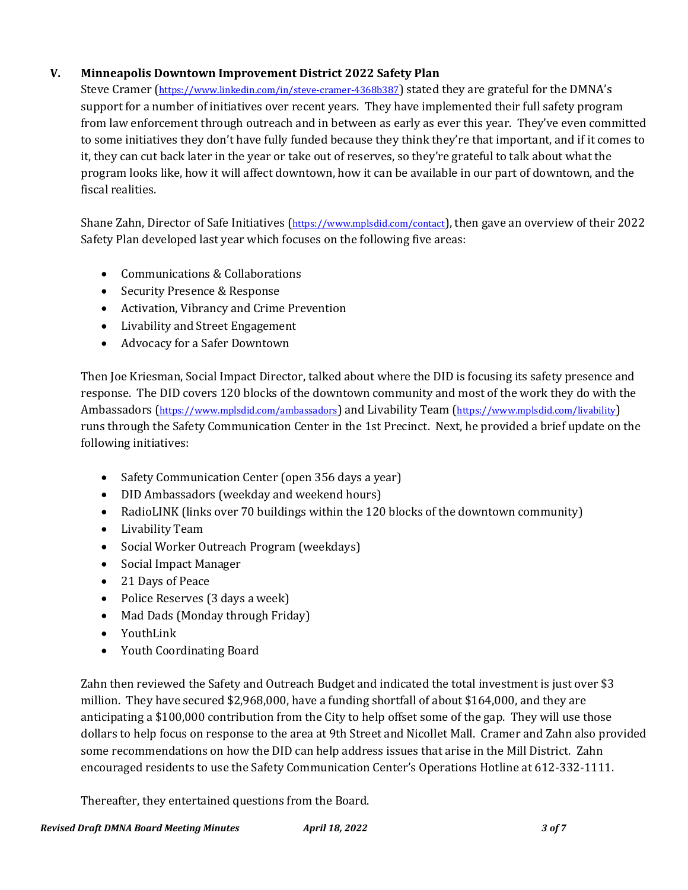## V. Minneapolis Downtown Improvement District 2022 Safety Plan

Steve Cramer (https://www.linkedin.com/in/steve-cramer-4368b387) stated they are grateful for the DMNA's support for a number of initiatives over recent years. They have implemented their full safety program from law enforcement through outreach and in between as early as ever this year. They've even committed to some initiatives they don't have fully funded because they think they're that important, and if it comes to it, they can cut back later in the year or take out of reserves, so they're grateful to talk about what the program looks like, how it will affect downtown, how it can be available in our part of downtown, and the fiscal realities.

Shane Zahn, Director of Safe Initiatives (https://www.mplsdid.com/contact), then gave an overview of their 2022 Safety Plan developed last year which focuses on the following five areas:

- Communications & Collaborations
- Security Presence & Response
- Activation, Vibrancy and Crime Prevention
- Livability and Street Engagement
- Advocacy for a Safer Downtown

Then Joe Kriesman, Social Impact Director, talked about where the DID is focusing its safety presence and response. The DID covers 120 blocks of the downtown community and most of the work they do with the Ambassadors (https://www.mplsdid.com/ambassadors) and Livability Team (https://www.mplsdid.com/livability) runs through the Safety Communication Center in the 1st Precinct. Next, he provided a brief update on the following initiatives:

- Safety Communication Center (open 356 days a year)
- DID Ambassadors (weekday and weekend hours)
- RadioLINK (links over 70 buildings within the 120 blocks of the downtown community)
- Livability Team
- Social Worker Outreach Program (weekdays)
- Social Impact Manager
- 21 Days of Peace
- Police Reserves (3 days a week)
- Mad Dads (Monday through Friday)
- YouthLink
- Youth Coordinating Board

Zahn then reviewed the Safety and Outreach Budget and indicated the total investment is just over $3 million. They have secured $2,968,000, have a funding shortfall of about $164,000, and they are anticipating a $100,000 contribution from the City to help offset some of the gap. They will use those dollars to help focus on response to the area at 9th Street and Nicollet Mall. Cramer and Zahn also provided some recommendations on how the DID can help address issues that arise in the Mill District. Zahn encouraged residents to use the Safety Communication Center's Operations Hotline at 612-332-1111.

Thereafter, they entertained questions from the Board.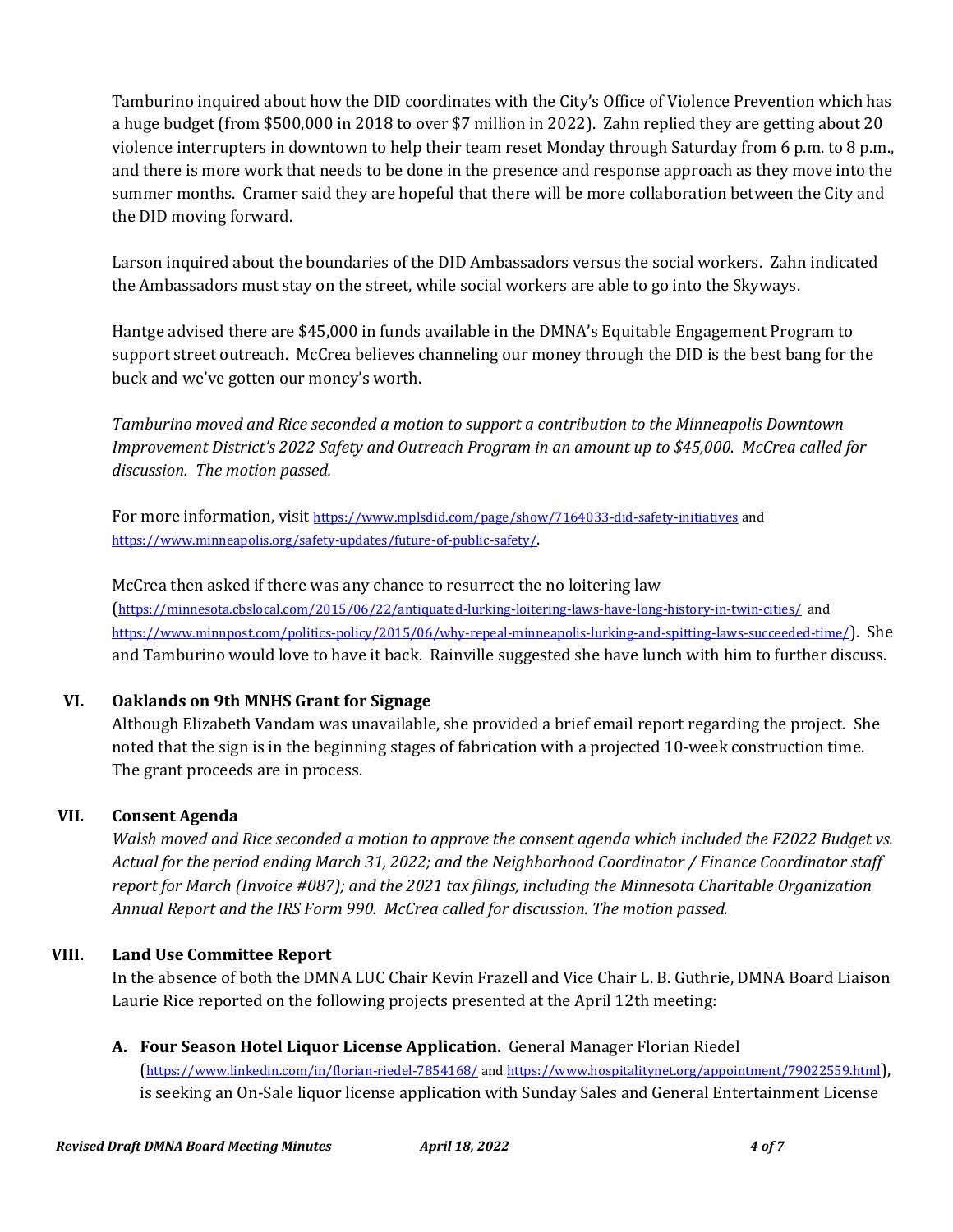Tamburino inquired about how the DID coordinates with the City's Office of Violence Prevention which has a huge budget (from $500,000 in 2018 to over $7 million in 2022). Zahn replied they are getting about 20 violence interrupters in downtown to help their team reset Monday through Saturday from 6 p.m. to 8 p.m., and there is more work that needs to be done in the presence and response approach as they move into the summer months. Cramer said they are hopeful that there will be more collaboration between the City and the DID moving forward.

Larson inquired about the boundaries of the DID Ambassadors versus the social workers. Zahn indicated the Ambassadors must stay on the street, while social workers are able to go into the Skyways.

Hantge advised there are $45,000 in funds available in the DMNA's Equitable Engagement Program to support street outreach. McCrea believes channeling our money through the DID is the best bang for the buck and we've gotten our money's worth.

*Tamburino moved and Rice seconded a motion to support a contribution to the Minneapolis Downtown Improvement District's 2022 Safety and Outreach Program in an amount up to $45,000. McCrea called for discussion. The motion passed.*

For more information, visit https://www.mplsdid.com/page/show/7164033-did-safety-initiatives and https://www.minneapolis.org/safety-updates/future-of-public-safety/.

McCrea then asked if there was any chance to resurrect the no loitering law (https://minnesota.cbslocal.com/2015/06/22/antiquated-lurking-loitering-laws-have-long-history-in-twin-cities/ and https://www.minnpost.com/politics-policy/2015/06/why-repeal-minneapolis-lurking-and-spitting-laws-succeeded-time/). She and Tamburino would love to have it back. Rainville suggested she have lunch with him to further discuss.

## VI. Oaklands on 9th MNHS Grant for Signage

Although Elizabeth Vandam was unavailable, she provided a brief email report regarding the project. She noted that the sign is in the beginning stages of fabrication with a projected 10-week construction time. The grant proceeds are in process.

## VII. Consent Agenda

*Walsh moved and Rice seconded a motion to approve the consent agenda which included the F2022 Budget vs. Actual for the period ending March 31, 2022; and the Neighborhood Coordinator / Finance Coordinator staff report for March (Invoice #087); and the 2021 tax filings, including the Minnesota Charitable Organization Annual Report and the IRS Form 990. McCrea called for discussion. The motion passed.*

## VIII. Land Use Committee Report

In the absence of both the DMNA LUC Chair Kevin Frazell and Vice Chair L. B. Guthrie, DMNA Board Liaison Laurie Rice reported on the following projects presented at the April 12th meeting:

**A. Four Season Hotel Liquor License Application.** General Manager Florian Riedel (https://www.linkedin.com/in/florian-riedel-7854168/ and https://www.hospitalitynet.org/appointment/79022559.html), is seeking an On-Sale liquor license application with Sunday Sales and General Entertainment License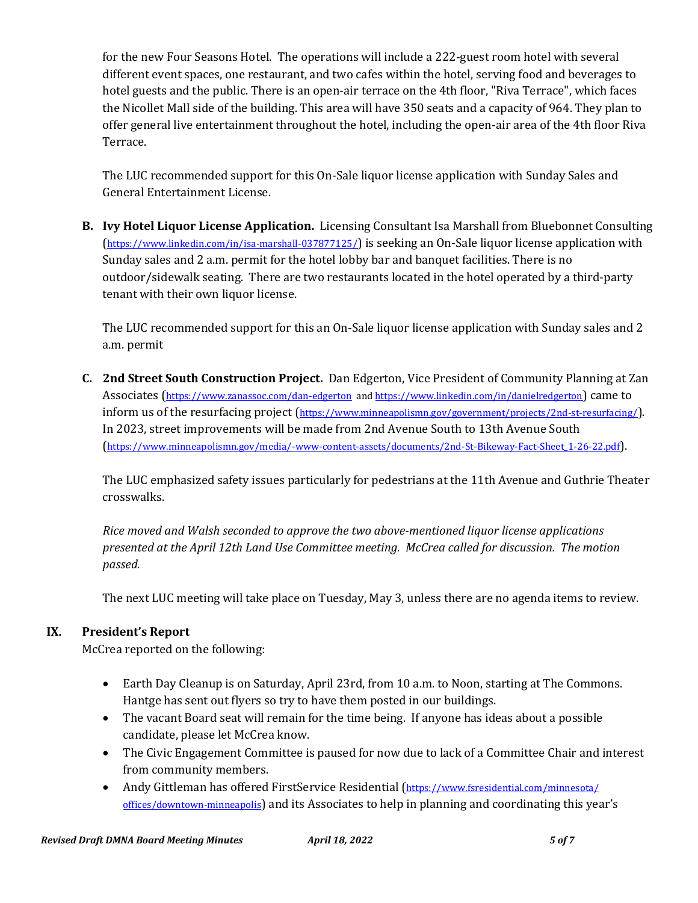for the new Four Seasons Hotel. The operations will include a 222-guest room hotel with several different event spaces, one restaurant, and two cafes within the hotel, serving food and beverages to hotel guests and the public. There is an open-air terrace on the 4th floor, "Riva Terrace", which faces the Nicollet Mall side of the building. This area will have 350 seats and a capacity of 964. They plan to offer general live entertainment throughout the hotel, including the open-air area of the 4th floor Riva Terrace.

The LUC recommended support for this On-Sale liquor license application with Sunday Sales and General Entertainment License.

**B. Ivy Hotel Liquor License Application.** Licensing Consultant Isa Marshall from Bluebonnet Consulting (https://www.linkedin.com/in/isa-marshall-037877125/) is seeking an On-Sale liquor license application with Sunday sales and 2 a.m. permit for the hotel lobby bar and banquet facilities. There is no outdoor/sidewalk seating. There are two restaurants located in the hotel operated by a third-party tenant with their own liquor license.

The LUC recommended support for this an On-Sale liquor license application with Sunday sales and 2 a.m. permit

**C. 2nd Street South Construction Project.** Dan Edgerton, Vice President of Community Planning at Zan Associates (https://www.zanassoc.com/dan-edgerton and https://www.linkedin.com/in/danielredgerton) came to inform us of the resurfacing project (https://www.minneapolismn.gov/government/projects/2nd-st-resurfacing/). In 2023, street improvements will be made from 2nd Avenue South to 13th Avenue South (https://www.minneapolismn.gov/media/-www-content-assets/documents/2nd-St-Bikeway-Fact-Sheet_1-26-22.pdf).

The LUC emphasized safety issues particularly for pedestrians at the 11th Avenue and Guthrie Theater crosswalks.

*Rice moved and Walsh seconded to approve the two above-mentioned liquor license applications presented at the April 12th Land Use Committee meeting. McCrea called for discussion. The motion passed.*

The next LUC meeting will take place on Tuesday, May 3, unless there are no agenda items to review.

## IX. President's Report

McCrea reported on the following:

- Earth Day Cleanup is on Saturday, April 23rd, from 10 a.m. to Noon, starting at The Commons. Hantge has sent out flyers so try to have them posted in our buildings.
- The vacant Board seat will remain for the time being. If anyone has ideas about a possible candidate, please let McCrea know.
- The Civic Engagement Committee is paused for now due to lack of a Committee Chair and interest from community members.
- Andy Gittleman has offered FirstService Residential (https://www.fsresidential.com/minnesota/offices/downtown-minneapolis) and its Associates to help in planning and coordinating this year's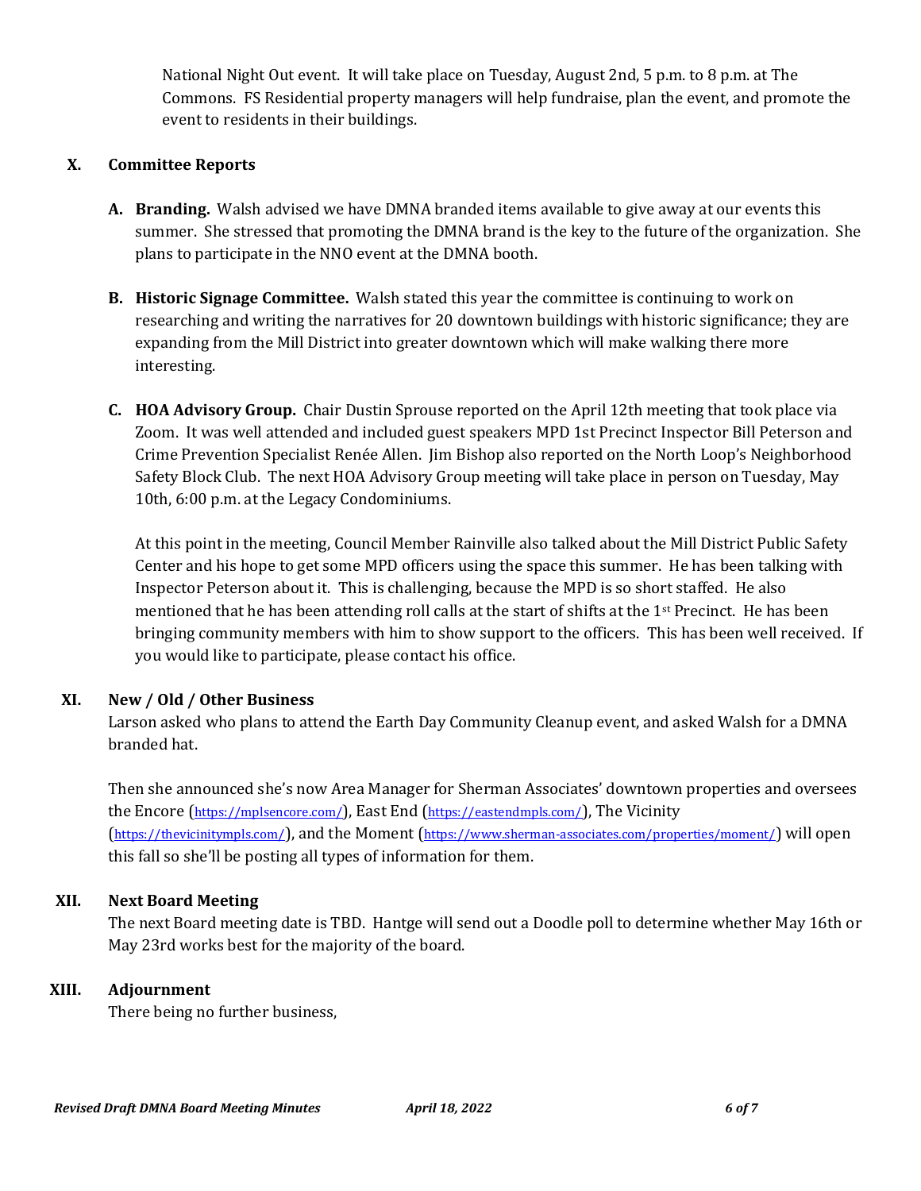National Night Out event. It will take place on Tuesday, August 2nd, 5 p.m. to 8 p.m. at The Commons. FS Residential property managers will help fundraise, plan the event, and promote the event to residents in their buildings.

## X. Committee Reports

**A. Branding.** Walsh advised we have DMNA branded items available to give away at our events this summer. She stressed that promoting the DMNA brand is the key to the future of the organization. She plans to participate in the NNO event at the DMNA booth.

**B. Historic Signage Committee.** Walsh stated this year the committee is continuing to work on researching and writing the narratives for 20 downtown buildings with historic significance; they are expanding from the Mill District into greater downtown which will make walking there more interesting.

**C. HOA Advisory Group.** Chair Dustin Sprouse reported on the April 12th meeting that took place via Zoom. It was well attended and included guest speakers MPD 1st Precinct Inspector Bill Peterson and Crime Prevention Specialist Renée Allen. Jim Bishop also reported on the North Loop's Neighborhood Safety Block Club. The next HOA Advisory Group meeting will take place in person on Tuesday, May 10th, 6:00 p.m. at the Legacy Condominiums.

At this point in the meeting, Council Member Rainville also talked about the Mill District Public Safety Center and his hope to get some MPD officers using the space this summer. He has been talking with Inspector Peterson about it. This is challenging, because the MPD is so short staffed. He also mentioned that he has been attending roll calls at the start of shifts at the 1st Precinct. He has been bringing community members with him to show support to the officers. This has been well received. If you would like to participate, please contact his office.

## XI. New / Old / Other Business

Larson asked who plans to attend the Earth Day Community Cleanup event, and asked Walsh for a DMNA branded hat.

Then she announced she's now Area Manager for Sherman Associates' downtown properties and oversees the Encore (https://mplsencore.com/), East End (https://eastendmpls.com/), The Vicinity (https://thevicinitympls.com/), and the Moment (https://www.sherman-associates.com/properties/moment/) will open this fall so she'll be posting all types of information for them.

## XII. Next Board Meeting

The next Board meeting date is TBD. Hantge will send out a Doodle poll to determine whether May 16th or May 23rd works best for the majority of the board.

## XIII. Adjournment

There being no further business,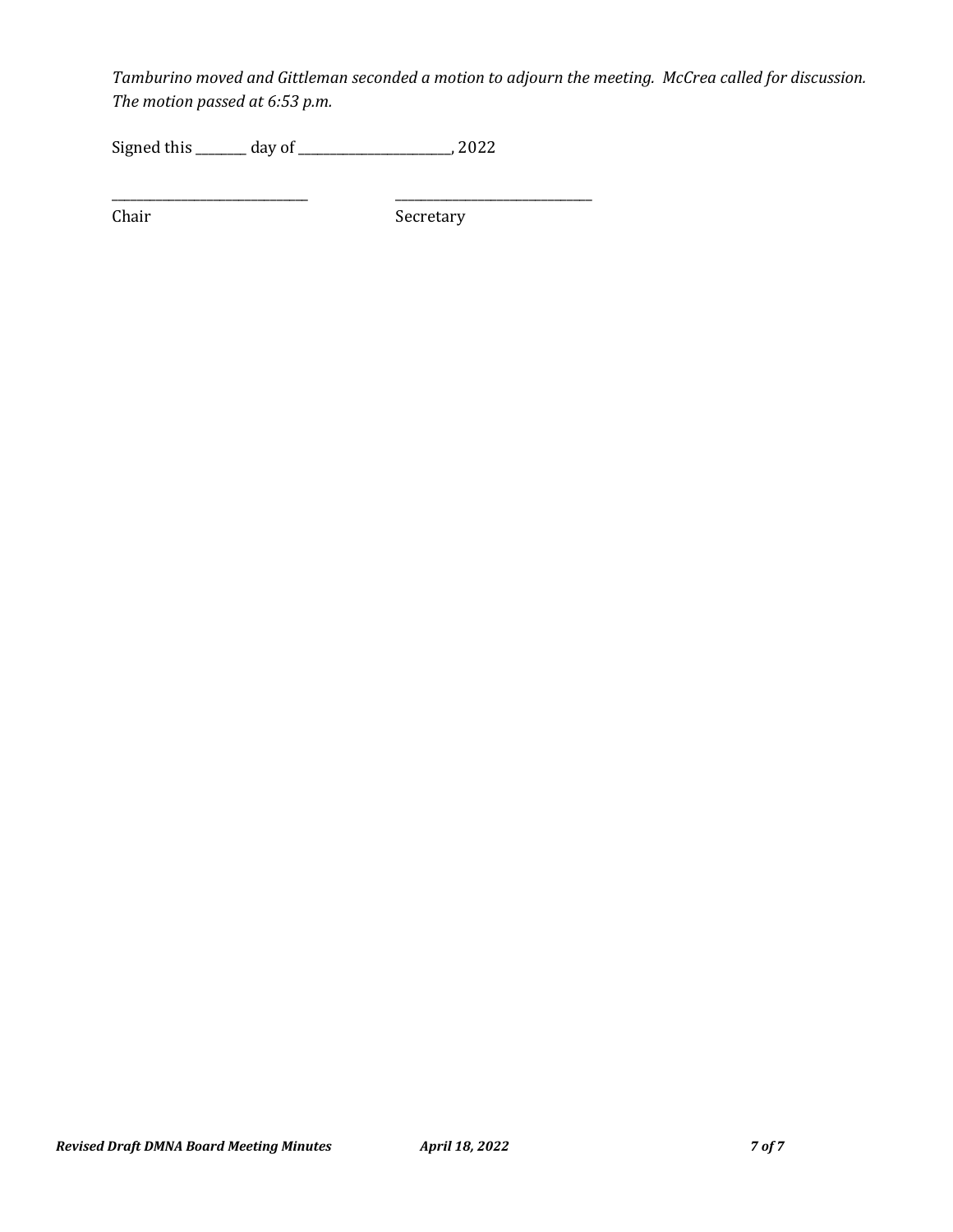*Tamburino moved and Gittleman seconded a motion to adjourn the meeting. McCrea called for discussion. The motion passed at 6:53 p.m.*

Signed this ________ day of ________________________, 2022

________________________________ ________________________________
Chair Secretary